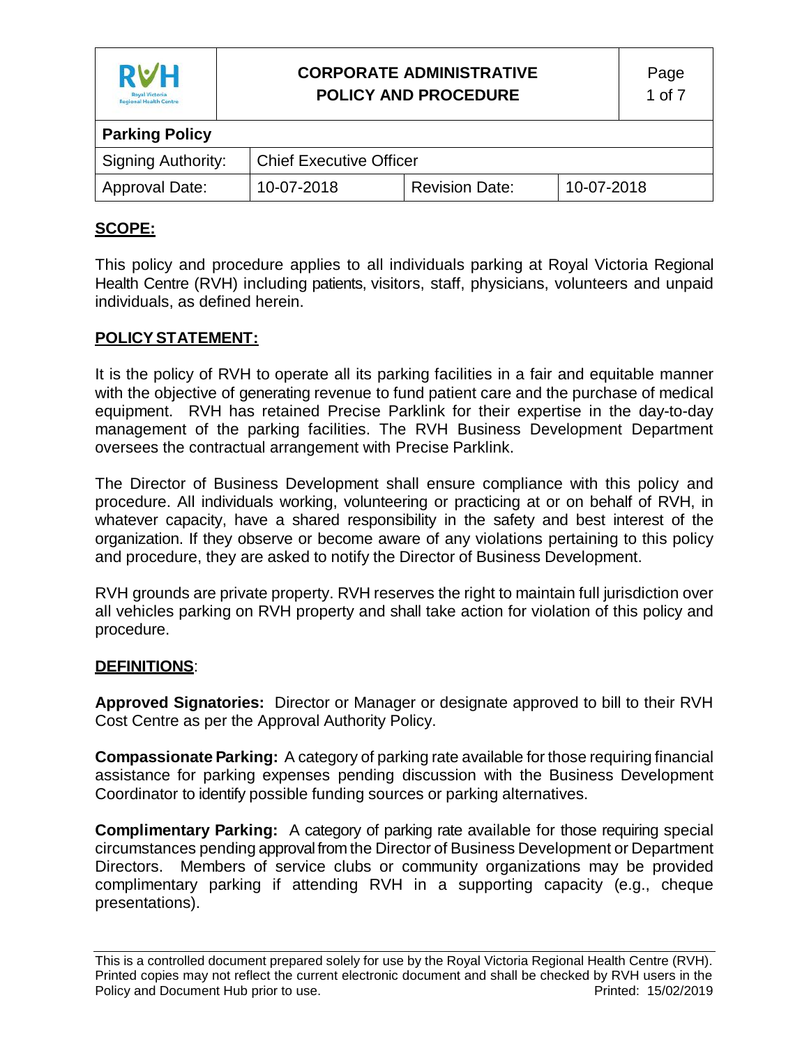| CORPORATE ADMINISTRATIVE POLICY AND PROCEDURE | | | |
|---|---|---|---|
| **Parking Policy** | | | |
| Signing Authority: | Chief Executive Officer | | |
| Approval Date: | 10-07-2018 | Revision Date: | 10-07-2018 |

## SCOPE:

This policy and procedure applies to all individuals parking at Royal Victoria Regional Health Centre (RVH) including patients, visitors, staff, physicians, volunteers and unpaid individuals, as defined herein.

## POLICY STATEMENT:

It is the policy of RVH to operate all its parking facilities in a fair and equitable manner with the objective of generating revenue to fund patient care and the purchase of medical equipment. RVH has retained Precise Parklink for their expertise in the day-to-day management of the parking facilities. The RVH Business Development Department oversees the contractual arrangement with Precise Parklink.

The Director of Business Development shall ensure compliance with this policy and procedure. All individuals working, volunteering or practicing at or on behalf of RVH, in whatever capacity, have a shared responsibility in the safety and best interest of the organization. If they observe or become aware of any violations pertaining to this policy and procedure, they are asked to notify the Director of Business Development.

RVH grounds are private property. RVH reserves the right to maintain full jurisdiction over all vehicles parking on RVH property and shall take action for violation of this policy and procedure.

## DEFINITIONS:

**Approved Signatories:** Director or Manager or designate approved to bill to their RVH Cost Centre as per the Approval Authority Policy.

**Compassionate Parking:** A category of parking rate available for those requiring financial assistance for parking expenses pending discussion with the Business Development Coordinator to identify possible funding sources or parking alternatives.

**Complimentary Parking:** A category of parking rate available for those requiring special circumstances pending approval from the Director of Business Development or Department Directors. Members of service clubs or community organizations may be provided complimentary parking if attending RVH in a supporting capacity (e.g., cheque presentations).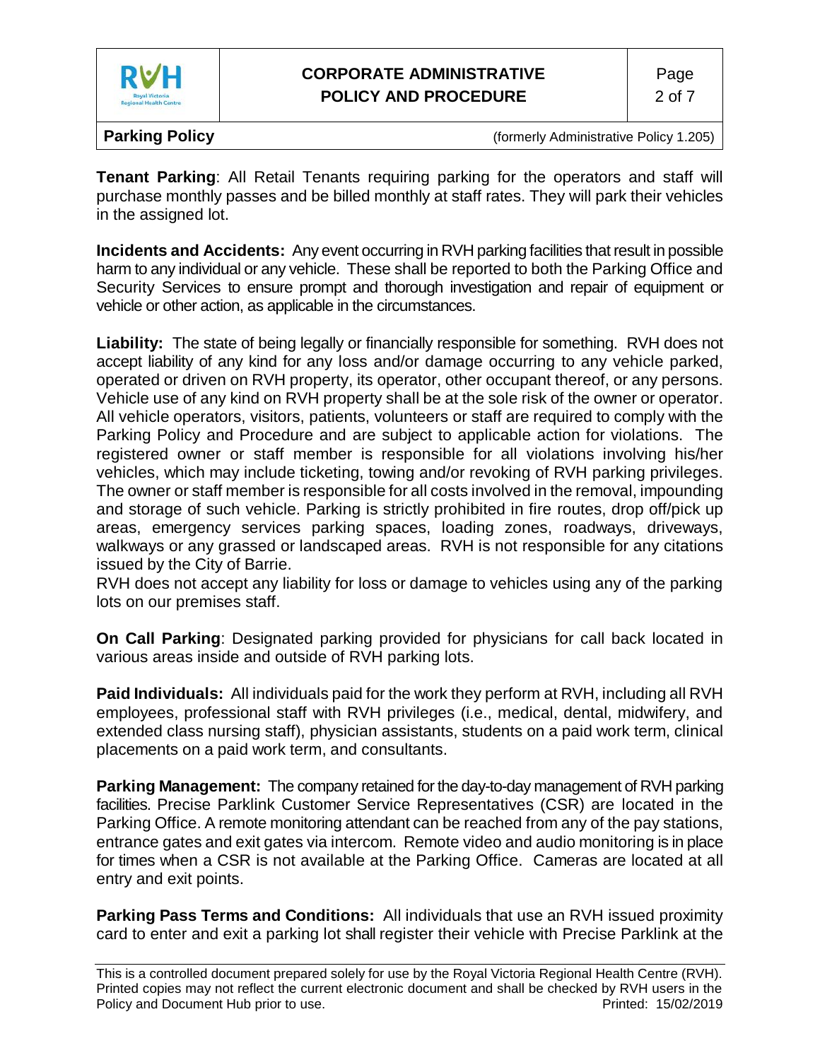**Tenant Parking**: All Retail Tenants requiring parking for the operators and staff will purchase monthly passes and be billed monthly at staff rates. They will park their vehicles in the assigned lot.

**Incidents and Accidents:** Any event occurring in RVH parking facilities that result in possible harm to any individual or any vehicle. These shall be reported to both the Parking Office and Security Services to ensure prompt and thorough investigation and repair of equipment or vehicle or other action, as applicable in the circumstances.

**Liability:** The state of being legally or financially responsible for something. RVH does not accept liability of any kind for any loss and/or damage occurring to any vehicle parked, operated or driven on RVH property, its operator, other occupant thereof, or any persons. Vehicle use of any kind on RVH property shall be at the sole risk of the owner or operator. All vehicle operators, visitors, patients, volunteers or staff are required to comply with the Parking Policy and Procedure and are subject to applicable action for violations. The registered owner or staff member is responsible for all violations involving his/her vehicles, which may include ticketing, towing and/or revoking of RVH parking privileges. The owner or staff member is responsible for all costs involved in the removal, impounding and storage of such vehicle. Parking is strictly prohibited in fire routes, drop off/pick up areas, emergency services parking spaces, loading zones, roadways, driveways, walkways or any grassed or landscaped areas. RVH is not responsible for any citations issued by the City of Barrie.
RVH does not accept any liability for loss or damage to vehicles using any of the parking lots on our premises staff.

**On Call Parking**: Designated parking provided for physicians for call back located in various areas inside and outside of RVH parking lots.

**Paid Individuals:** All individuals paid for the work they perform at RVH, including all RVH employees, professional staff with RVH privileges (i.e., medical, dental, midwifery, and extended class nursing staff), physician assistants, students on a paid work term, clinical placements on a paid work term, and consultants.

**Parking Management:** The company retained for the day-to-day management of RVH parking facilities. Precise Parklink Customer Service Representatives (CSR) are located in the Parking Office. A remote monitoring attendant can be reached from any of the pay stations, entrance gates and exit gates via intercom. Remote video and audio monitoring is in place for times when a CSR is not available at the Parking Office. Cameras are located at all entry and exit points.

**Parking Pass Terms and Conditions:** All individuals that use an RVH issued proximity card to enter and exit a parking lot shall register their vehicle with Precise Parklink at the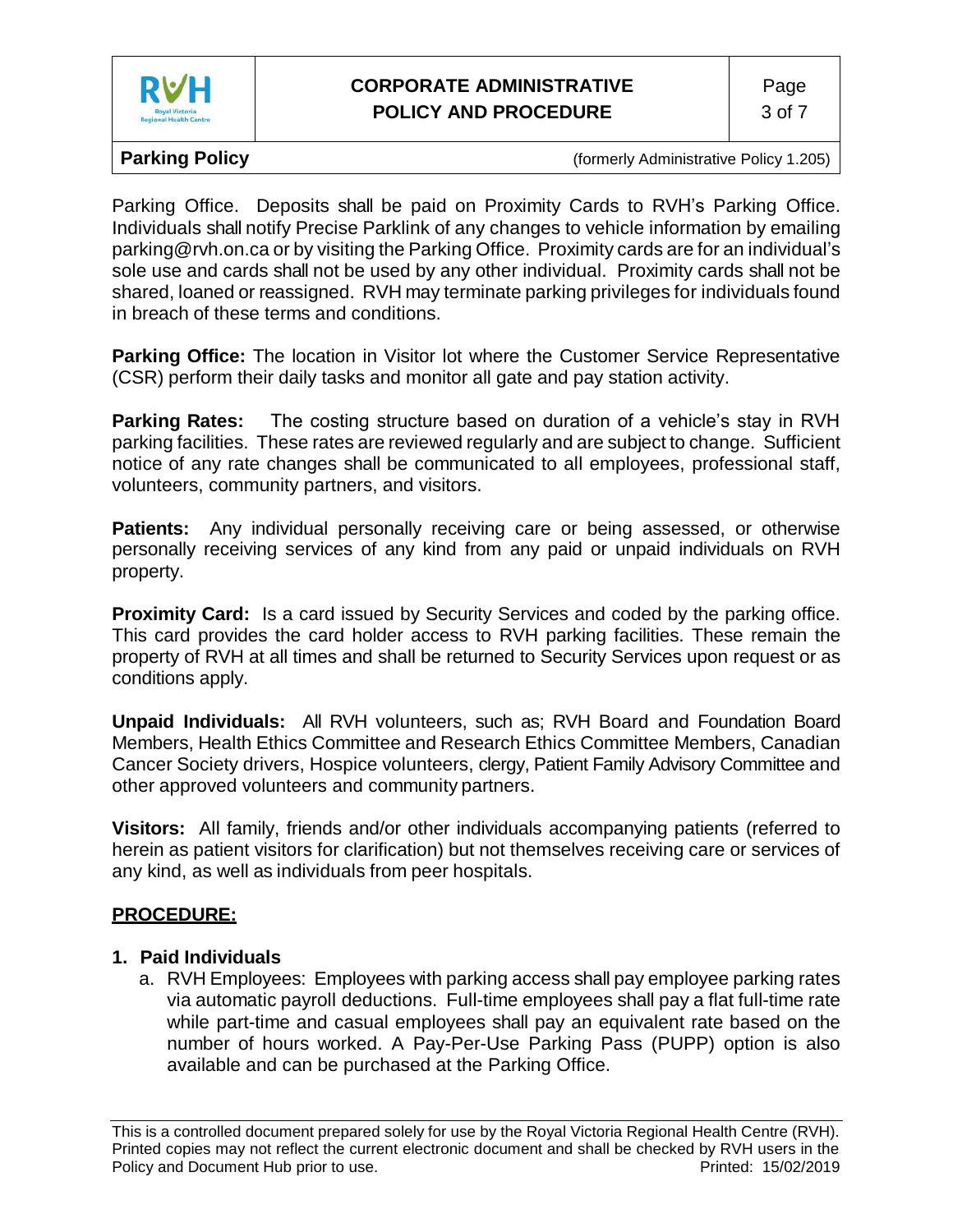Parking Office. Deposits shall be paid on Proximity Cards to RVH's Parking Office. Individuals shall notify Precise Parklink of any changes to vehicle information by emailing parking@rvh.on.ca or by visiting the Parking Office. Proximity cards are for an individual's sole use and cards shall not be used by any other individual. Proximity cards shall not be shared, loaned or reassigned. RVH may terminate parking privileges for individuals found in breach of these terms and conditions.

**Parking Office:** The location in Visitor lot where the Customer Service Representative (CSR) perform their daily tasks and monitor all gate and pay station activity.

**Parking Rates:** The costing structure based on duration of a vehicle's stay in RVH parking facilities. These rates are reviewed regularly and are subject to change. Sufficient notice of any rate changes shall be communicated to all employees, professional staff, volunteers, community partners, and visitors.

**Patients:** Any individual personally receiving care or being assessed, or otherwise personally receiving services of any kind from any paid or unpaid individuals on RVH property.

**Proximity Card:** Is a card issued by Security Services and coded by the parking office. This card provides the card holder access to RVH parking facilities. These remain the property of RVH at all times and shall be returned to Security Services upon request or as conditions apply.

**Unpaid Individuals:** All RVH volunteers, such as; RVH Board and Foundation Board Members, Health Ethics Committee and Research Ethics Committee Members, Canadian Cancer Society drivers, Hospice volunteers, clergy, Patient Family Advisory Committee and other approved volunteers and community partners.

**Visitors:** All family, friends and/or other individuals accompanying patients (referred to herein as patient visitors for clarification) but not themselves receiving care or services of any kind, as well as individuals from peer hospitals.

## PROCEDURE:

### 1. Paid Individuals

a. RVH Employees: Employees with parking access shall pay employee parking rates via automatic payroll deductions. Full-time employees shall pay a flat full-time rate while part-time and casual employees shall pay an equivalent rate based on the number of hours worked. A Pay-Per-Use Parking Pass (PUPP) option is also available and can be purchased at the Parking Office.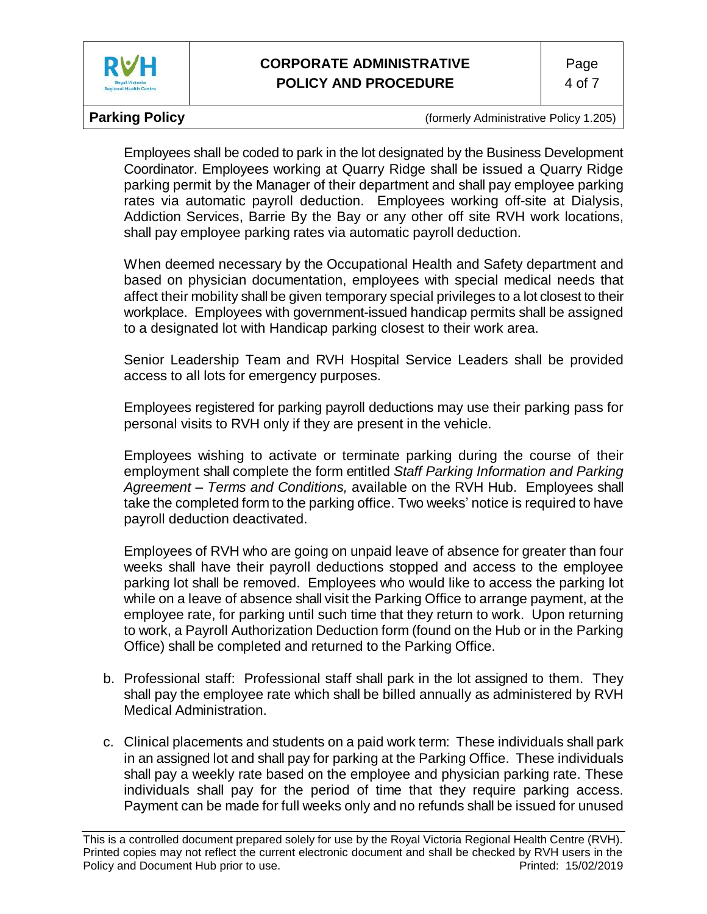Employees shall be coded to park in the lot designated by the Business Development Coordinator. Employees working at Quarry Ridge shall be issued a Quarry Ridge parking permit by the Manager of their department and shall pay employee parking rates via automatic payroll deduction. Employees working off-site at Dialysis, Addiction Services, Barrie By the Bay or any other off site RVH work locations, shall pay employee parking rates via automatic payroll deduction.

When deemed necessary by the Occupational Health and Safety department and based on physician documentation, employees with special medical needs that affect their mobility shall be given temporary special privileges to a lot closest to their workplace. Employees with government-issued handicap permits shall be assigned to a designated lot with Handicap parking closest to their work area.

Senior Leadership Team and RVH Hospital Service Leaders shall be provided access to all lots for emergency purposes.

Employees registered for parking payroll deductions may use their parking pass for personal visits to RVH only if they are present in the vehicle.

Employees wishing to activate or terminate parking during the course of their employment shall complete the form entitled *Staff Parking Information and Parking Agreement – Terms and Conditions,* available on the RVH Hub. Employees shall take the completed form to the parking office. Two weeks' notice is required to have payroll deduction deactivated.

Employees of RVH who are going on unpaid leave of absence for greater than four weeks shall have their payroll deductions stopped and access to the employee parking lot shall be removed. Employees who would like to access the parking lot while on a leave of absence shall visit the Parking Office to arrange payment, at the employee rate, for parking until such time that they return to work. Upon returning to work, a Payroll Authorization Deduction form (found on the Hub or in the Parking Office) shall be completed and returned to the Parking Office.

b. Professional staff: Professional staff shall park in the lot assigned to them. They shall pay the employee rate which shall be billed annually as administered by RVH Medical Administration.

c. Clinical placements and students on a paid work term: These individuals shall park in an assigned lot and shall pay for parking at the Parking Office. These individuals shall pay a weekly rate based on the employee and physician parking rate. These individuals shall pay for the period of time that they require parking access. Payment can be made for full weeks only and no refunds shall be issued for unused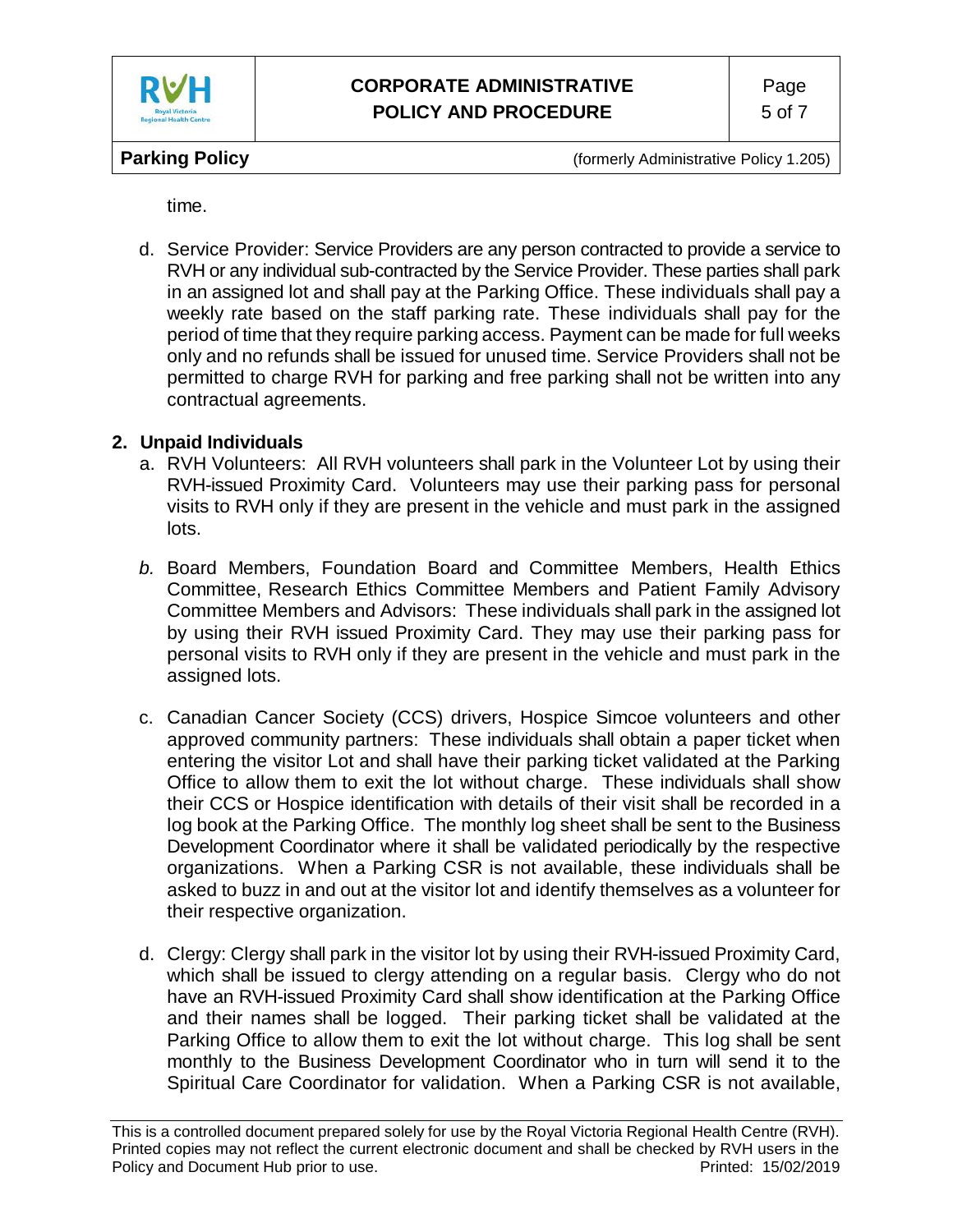time.

d. Service Provider: Service Providers are any person contracted to provide a service to RVH or any individual sub-contracted by the Service Provider. These parties shall park in an assigned lot and shall pay at the Parking Office. These individuals shall pay a weekly rate based on the staff parking rate. These individuals shall pay for the period of time that they require parking access. Payment can be made for full weeks only and no refunds shall be issued for unused time. Service Providers shall not be permitted to charge RVH for parking and free parking shall not be written into any contractual agreements.

**2. Unpaid Individuals**

a. RVH Volunteers: All RVH volunteers shall park in the Volunteer Lot by using their RVH-issued Proximity Card. Volunteers may use their parking pass for personal visits to RVH only if they are present in the vehicle and must park in the assigned lots.

*b.* Board Members, Foundation Board and Committee Members, Health Ethics Committee, Research Ethics Committee Members and Patient Family Advisory Committee Members and Advisors: These individuals shall park in the assigned lot by using their RVH issued Proximity Card. They may use their parking pass for personal visits to RVH only if they are present in the vehicle and must park in the assigned lots.

c. Canadian Cancer Society (CCS) drivers, Hospice Simcoe volunteers and other approved community partners: These individuals shall obtain a paper ticket when entering the visitor Lot and shall have their parking ticket validated at the Parking Office to allow them to exit the lot without charge. These individuals shall show their CCS or Hospice identification with details of their visit shall be recorded in a log book at the Parking Office. The monthly log sheet shall be sent to the Business Development Coordinator where it shall be validated periodically by the respective organizations. When a Parking CSR is not available, these individuals shall be asked to buzz in and out at the visitor lot and identify themselves as a volunteer for their respective organization.

d. Clergy: Clergy shall park in the visitor lot by using their RVH-issued Proximity Card, which shall be issued to clergy attending on a regular basis. Clergy who do not have an RVH-issued Proximity Card shall show identification at the Parking Office and their names shall be logged. Their parking ticket shall be validated at the Parking Office to allow them to exit the lot without charge. This log shall be sent monthly to the Business Development Coordinator who in turn will send it to the Spiritual Care Coordinator for validation. When a Parking CSR is not available,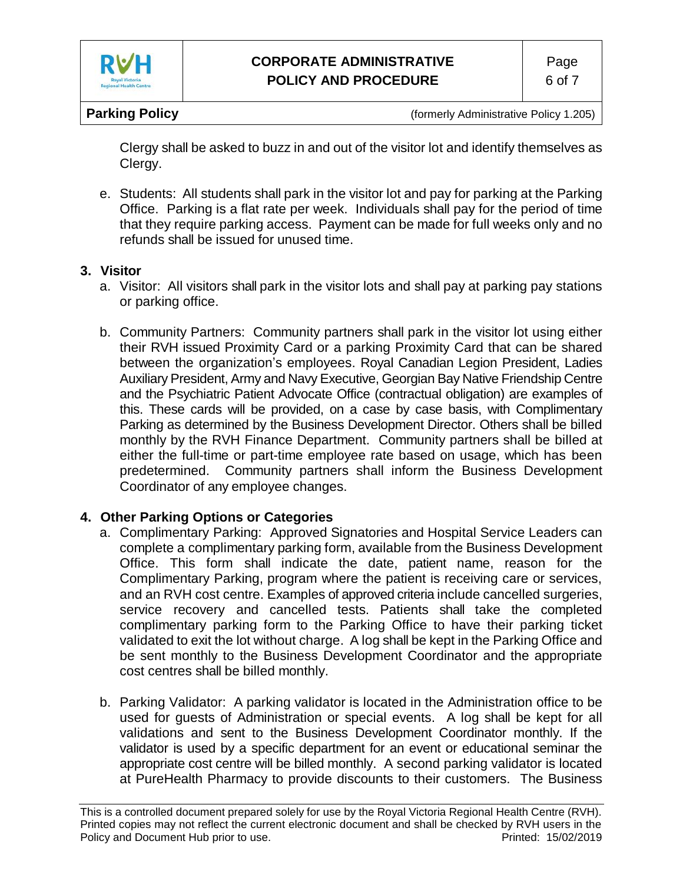Clergy shall be asked to buzz in and out of the visitor lot and identify themselves as Clergy.

e. Students: All students shall park in the visitor lot and pay for parking at the Parking Office. Parking is a flat rate per week. Individuals shall pay for the period of time that they require parking access. Payment can be made for full weeks only and no refunds shall be issued for unused time.

**3. Visitor**

a. Visitor: All visitors shall park in the visitor lots and shall pay at parking pay stations or parking office.

b. Community Partners: Community partners shall park in the visitor lot using either their RVH issued Proximity Card or a parking Proximity Card that can be shared between the organization's employees. Royal Canadian Legion President, Ladies Auxiliary President, Army and Navy Executive, Georgian Bay Native Friendship Centre and the Psychiatric Patient Advocate Office (contractual obligation) are examples of this. These cards will be provided, on a case by case basis, with Complimentary Parking as determined by the Business Development Director. Others shall be billed monthly by the RVH Finance Department. Community partners shall be billed at either the full-time or part-time employee rate based on usage, which has been predetermined. Community partners shall inform the Business Development Coordinator of any employee changes.

**4. Other Parking Options or Categories**

a. Complimentary Parking: Approved Signatories and Hospital Service Leaders can complete a complimentary parking form, available from the Business Development Office. This form shall indicate the date, patient name, reason for the Complimentary Parking, program where the patient is receiving care or services, and an RVH cost centre. Examples of approved criteria include cancelled surgeries, service recovery and cancelled tests. Patients shall take the completed complimentary parking form to the Parking Office to have their parking ticket validated to exit the lot without charge. A log shall be kept in the Parking Office and be sent monthly to the Business Development Coordinator and the appropriate cost centres shall be billed monthly.

b. Parking Validator: A parking validator is located in the Administration office to be used for guests of Administration or special events. A log shall be kept for all validations and sent to the Business Development Coordinator monthly. If the validator is used by a specific department for an event or educational seminar the appropriate cost centre will be billed monthly. A second parking validator is located at PureHealth Pharmacy to provide discounts to their customers. The Business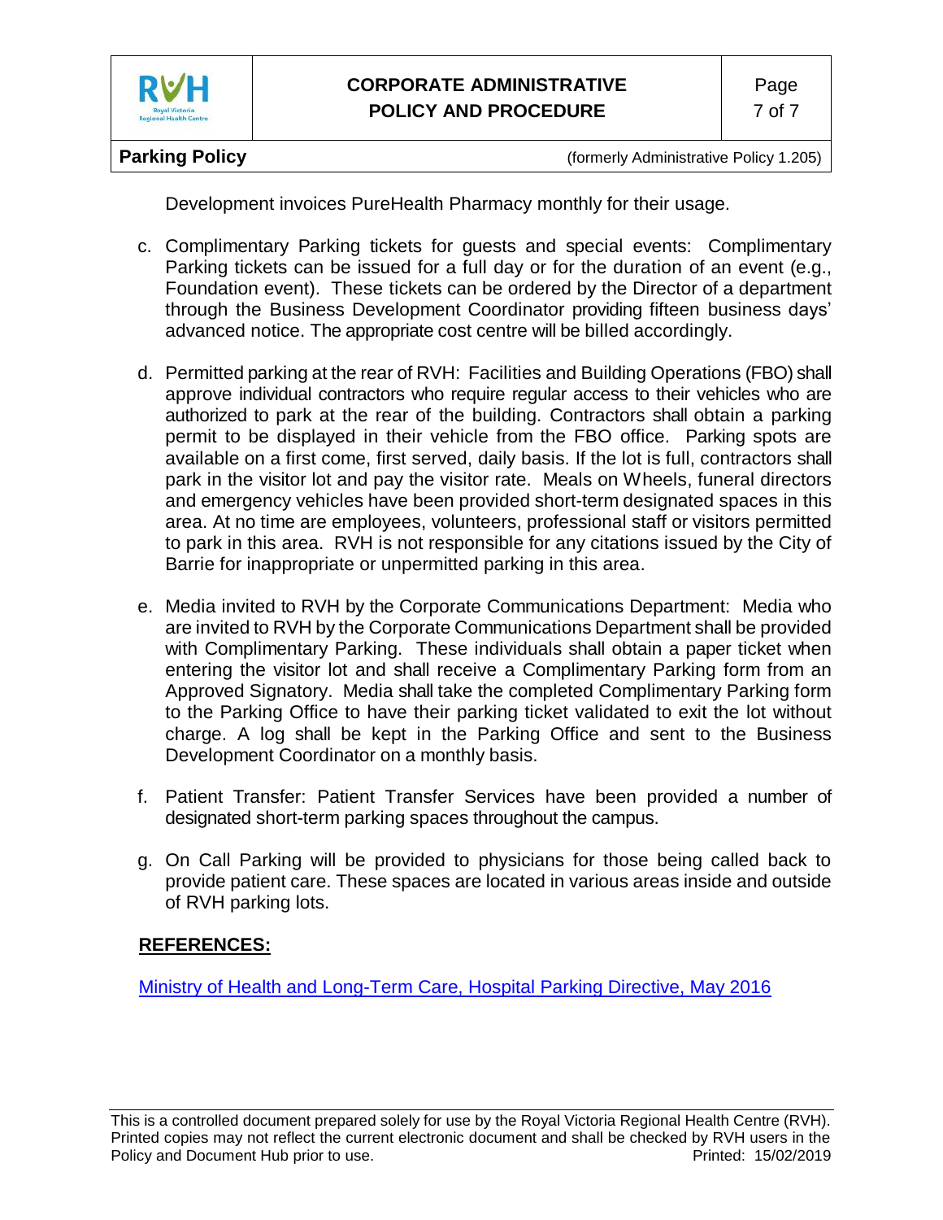Development invoices PureHealth Pharmacy monthly for their usage.

c. Complimentary Parking tickets for guests and special events: Complimentary Parking tickets can be issued for a full day or for the duration of an event (e.g., Foundation event). These tickets can be ordered by the Director of a department through the Business Development Coordinator providing fifteen business days' advanced notice. The appropriate cost centre will be billed accordingly.

d. Permitted parking at the rear of RVH: Facilities and Building Operations (FBO) shall approve individual contractors who require regular access to their vehicles who are authorized to park at the rear of the building. Contractors shall obtain a parking permit to be displayed in their vehicle from the FBO office. Parking spots are available on a first come, first served, daily basis. If the lot is full, contractors shall park in the visitor lot and pay the visitor rate. Meals on Wheels, funeral directors and emergency vehicles have been provided short-term designated spaces in this area. At no time are employees, volunteers, professional staff or visitors permitted to park in this area. RVH is not responsible for any citations issued by the City of Barrie for inappropriate or unpermitted parking in this area.

e. Media invited to RVH by the Corporate Communications Department: Media who are invited to RVH by the Corporate Communications Department shall be provided with Complimentary Parking. These individuals shall obtain a paper ticket when entering the visitor lot and shall receive a Complimentary Parking form from an Approved Signatory. Media shall take the completed Complimentary Parking form to the Parking Office to have their parking ticket validated to exit the lot without charge. A log shall be kept in the Parking Office and sent to the Business Development Coordinator on a monthly basis.

f. Patient Transfer: Patient Transfer Services have been provided a number of designated short-term parking spaces throughout the campus.

g. On Call Parking will be provided to physicians for those being called back to provide patient care. These spaces are located in various areas inside and outside of RVH parking lots.

## REFERENCES:

[Ministry of Health and Long-Term Care, Hospital Parking Directive, May 2016]